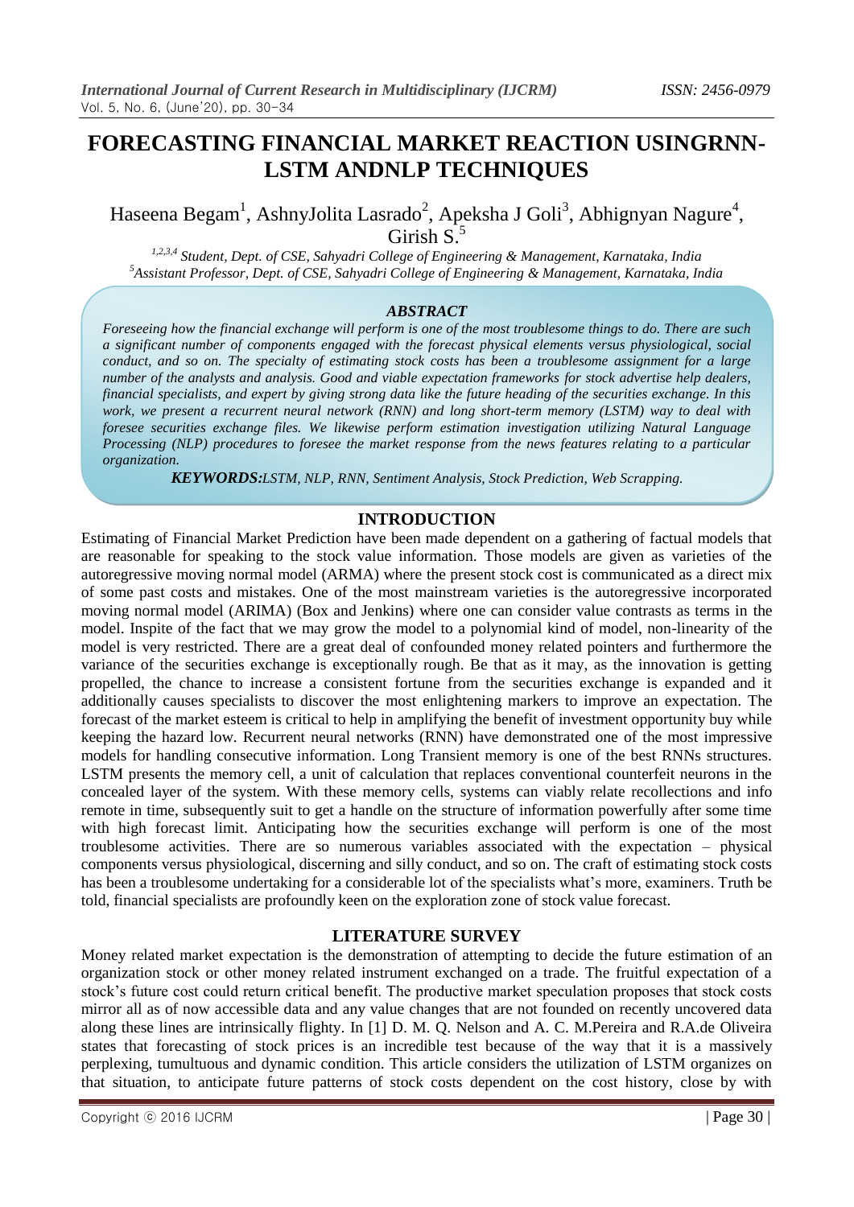# FORECASTING FINANCIAL MARKET REACTION USINGRNN-LSTM ANDNLP TECHNIQUES

Haseena Begam[1], AshnyJolita Lasrado[2], Apeksha J Goli[3], Abhignyan Nagure[4], Girish S.[5]

[1,2,3,4] *Student, Dept. of CSE, Sahyadri College of Engineering & Management, Karnataka, India*
[5] *Assistant Professor, Dept. of CSE, Sahyadri College of Engineering & Management, Karnataka, India*

### *ABSTRACT*

*Foreseeing how the financial exchange will perform is one of the most troublesome things to do. There are such a significant number of components engaged with the forecast physical elements versus physiological, social conduct, and so on. The specialty of estimating stock costs has been a troublesome assignment for a large number of the analysts and analysis. Good and viable expectation frameworks for stock advertise help dealers, financial specialists, and expert by giving strong data like the future heading of the securities exchange. In this work, we present a recurrent neural network (RNN) and long short-term memory (LSTM) way to deal with foresee securities exchange files. We likewise perform estimation investigation utilizing Natural Language Processing (NLP) procedures to foresee the market response from the news features relating to a particular organization.*

***KEYWORDS:****LSTM, NLP, RNN, Sentiment Analysis, Stock Prediction, Web Scrapping.*

## INTRODUCTION

Estimating of Financial Market Prediction have been made dependent on a gathering of factual models that are reasonable for speaking to the stock value information. Those models are given as varieties of the autoregressive moving normal model (ARMA) where the present stock cost is communicated as a direct mix of some past costs and mistakes. One of the most mainstream varieties is the autoregressive incorporated moving normal model (ARIMA) (Box and Jenkins) where one can consider value contrasts as terms in the model. Inspite of the fact that we may grow the model to a polynomial kind of model, non-linearity of the model is very restricted. There are a great deal of confounded money related pointers and furthermore the variance of the securities exchange is exceptionally rough. Be that as it may, as the innovation is getting propelled, the chance to increase a consistent fortune from the securities exchange is expanded and it additionally causes specialists to discover the most enlightening markers to improve an expectation. The forecast of the market esteem is critical to help in amplifying the benefit of investment opportunity buy while keeping the hazard low. Recurrent neural networks (RNN) have demonstrated one of the most impressive models for handling consecutive information. Long Transient memory is one of the best RNNs structures. LSTM presents the memory cell, a unit of calculation that replaces conventional counterfeit neurons in the concealed layer of the system. With these memory cells, systems can viably relate recollections and info remote in time, subsequently suit to get a handle on the structure of information powerfully after some time with high forecast limit. Anticipating how the securities exchange will perform is one of the most troublesome activities. There are so numerous variables associated with the expectation – physical components versus physiological, discerning and silly conduct, and so on. The craft of estimating stock costs has been a troublesome undertaking for a considerable lot of the specialists what's more, examiners. Truth be told, financial specialists are profoundly keen on the exploration zone of stock value forecast.

## LITERATURE SURVEY

Money related market expectation is the demonstration of attempting to decide the future estimation of an organization stock or other money related instrument exchanged on a trade. The fruitful expectation of a stock's future cost could return critical benefit. The productive market speculation proposes that stock costs mirror all as of now accessible data and any value changes that are not founded on recently uncovered data along these lines are intrinsically flighty. In [1] D. M. Q. Nelson and A. C. M.Pereira and R.A.de Oliveira states that forecasting of stock prices is an incredible test because of the way that it is a massively perplexing, tumultuous and dynamic condition. This article considers the utilization of LSTM organizes on that situation, to anticipate future patterns of stock costs dependent on the cost history, close by with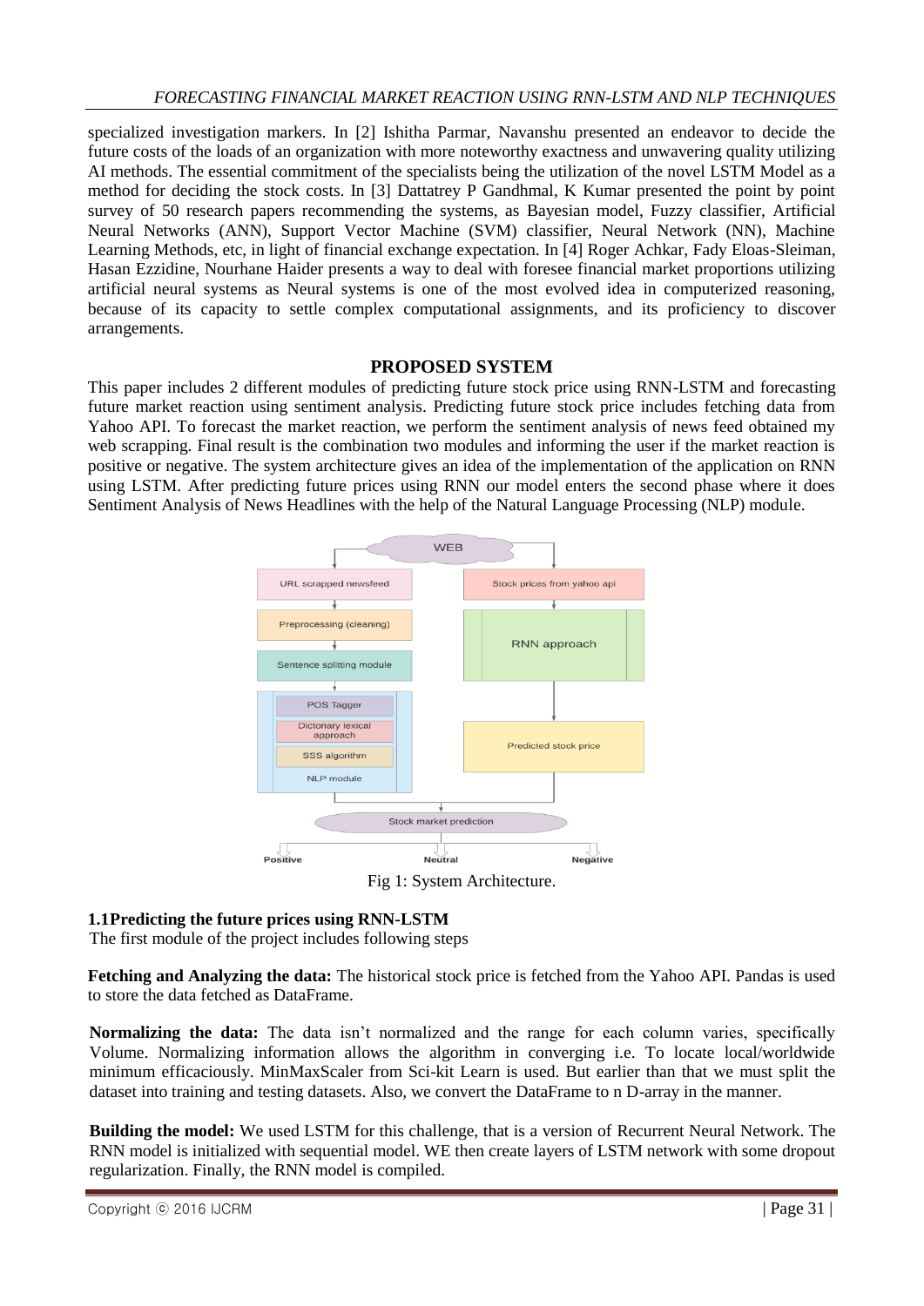specialized investigation markers. In [2] Ishitha Parmar, Navanshu presented an endeavor to decide the future costs of the loads of an organization with more noteworthy exactness and unwavering quality utilizing AI methods. The essential commitment of the specialists being the utilization of the novel LSTM Model as a method for deciding the stock costs. In [3] Dattatrey P Gandhmal, K Kumar presented the point by point survey of 50 research papers recommending the systems, as Bayesian model, Fuzzy classifier, Artificial Neural Networks (ANN), Support Vector Machine (SVM) classifier, Neural Network (NN), Machine Learning Methods, etc, in light of financial exchange expectation. In [4] Roger Achkar, Fady Eloas-Sleiman, Hasan Ezzidine, Nourhane Haider presents a way to deal with foresee financial market proportions utilizing artificial neural systems as Neural systems is one of the most evolved idea in computerized reasoning, because of its capacity to settle complex computational assignments, and its proficiency to discover arrangements.

## PROPOSED SYSTEM

This paper includes 2 different modules of predicting future stock price using RNN-LSTM and forecasting future market reaction using sentiment analysis. Predicting future stock price includes fetching data from Yahoo API. To forecast the market reaction, we perform the sentiment analysis of news feed obtained my web scrapping. Final result is the combination two modules and informing the user if the market reaction is positive or negative. The system architecture gives an idea of the implementation of the application on RNN using LSTM. After predicting future prices using RNN our model enters the second phase where it does Sentiment Analysis of News Headlines with the help of the Natural Language Processing (NLP) module.

Fig 1: System Architecture.

### 1.1Predicting the future prices using RNN-LSTM

The first module of the project includes following steps

**Fetching and Analyzing the data:** The historical stock price is fetched from the Yahoo API. Pandas is used to store the data fetched as DataFrame.

**Normalizing the data:** The data isn't normalized and the range for each column varies, specifically Volume. Normalizing information allows the algorithm in converging i.e. To locate local/worldwide minimum efficaciously. MinMaxScaler from Sci-kit Learn is used. But earlier than that we must split the dataset into training and testing datasets. Also, we convert the DataFrame to n D-array in the manner.

**Building the model:** We used LSTM for this challenge, that is a version of Recurrent Neural Network. The RNN model is initialized with sequential model. WE then create layers of LSTM network with some dropout regularization. Finally, the RNN model is compiled.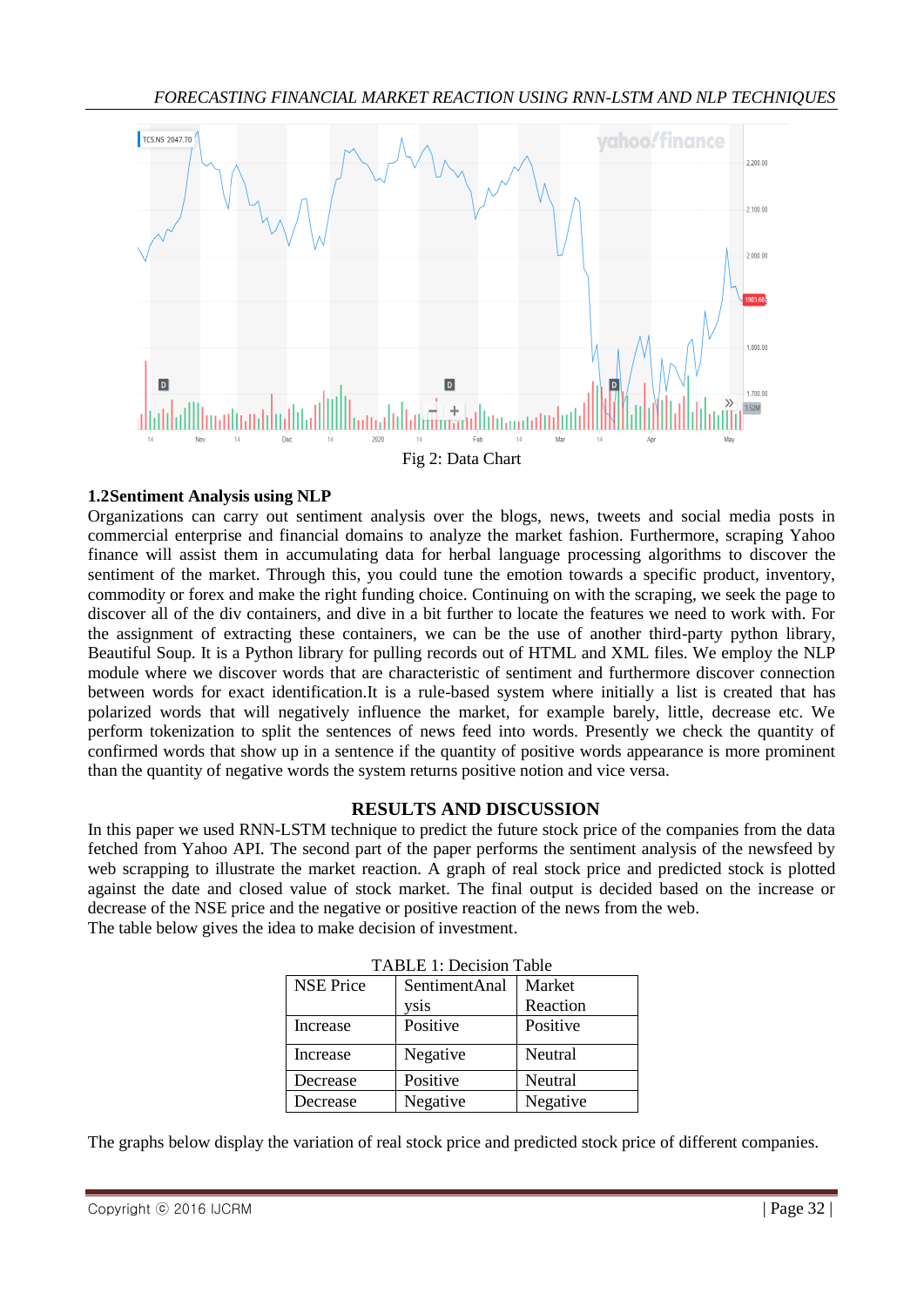Fig 2: Data Chart

### 1.2Sentiment Analysis using NLP

Organizations can carry out sentiment analysis over the blogs, news, tweets and social media posts in commercial enterprise and financial domains to analyze the market fashion. Furthermore, scraping Yahoo finance will assist them in accumulating data for herbal language processing algorithms to discover the sentiment of the market. Through this, you could tune the emotion towards a specific product, inventory, commodity or forex and make the right funding choice. Continuing on with the scraping, we seek the page to discover all of the div containers, and dive in a bit further to locate the features we need to work with. For the assignment of extracting these containers, we can be the use of another third-party python library, Beautiful Soup. It is a Python library for pulling records out of HTML and XML files. We employ the NLP module where we discover words that are characteristic of sentiment and furthermore discover connection between words for exact identification.It is a rule-based system where initially a list is created that has polarized words that will negatively influence the market, for example barely, little, decrease etc. We perform tokenization to split the sentences of news feed into words. Presently we check the quantity of confirmed words that show up in a sentence if the quantity of positive words appearance is more prominent than the quantity of negative words the system returns positive notion and vice versa.

## RESULTS AND DISCUSSION

In this paper we used RNN-LSTM technique to predict the future stock price of the companies from the data fetched from Yahoo API. The second part of the paper performs the sentiment analysis of the newsfeed by web scrapping to illustrate the market reaction. A graph of real stock price and predicted stock is plotted against the date and closed value of stock market. The final output is decided based on the increase or decrease of the NSE price and the negative or positive reaction of the news from the web.
The table below gives the idea to make decision of investment.

TABLE 1: Decision Table

| NSE Price | SentimentAnalysis | Market Reaction |
|---|---|---|
| Increase | Positive | Positive |
| Increase | Negative | Neutral |
| Decrease | Positive | Neutral |
| Decrease | Negative | Negative |

The graphs below display the variation of real stock price and predicted stock price of different companies.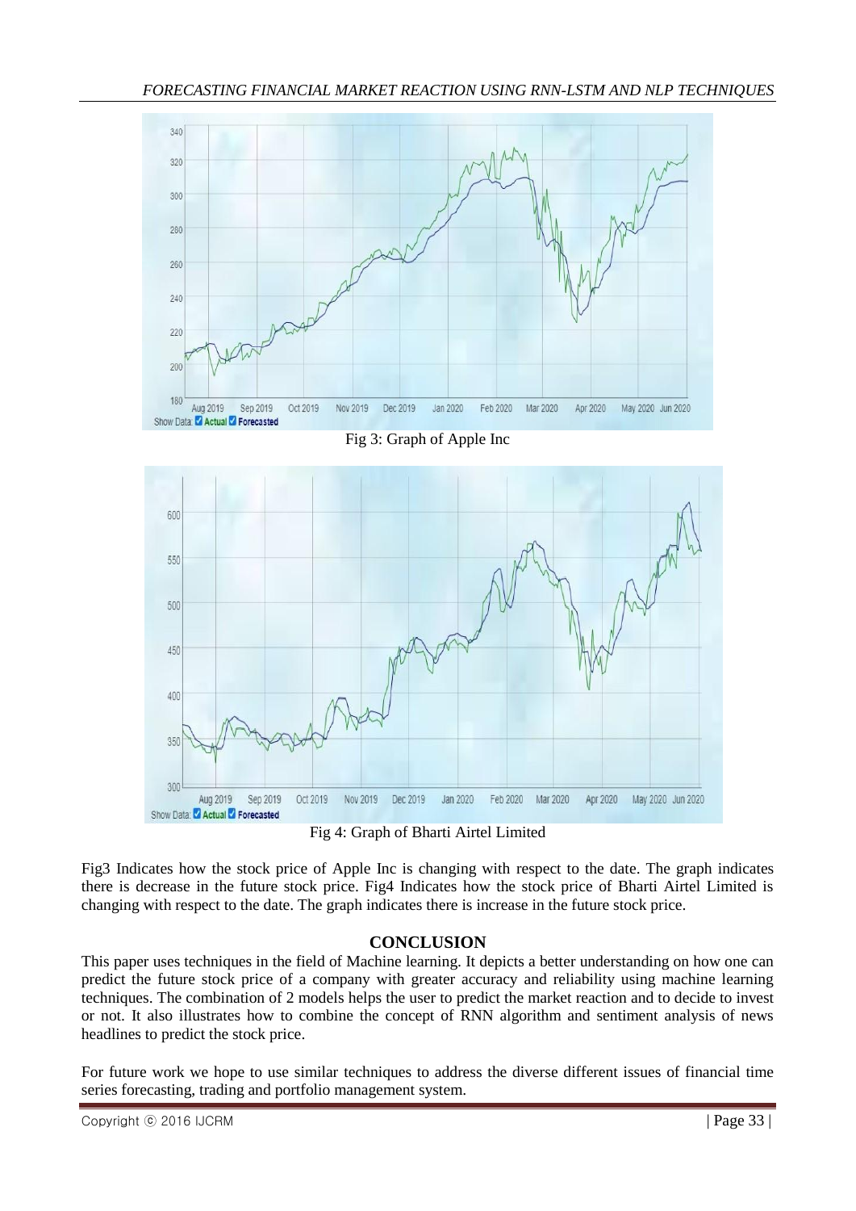Fig 3: Graph of Apple Inc

Fig 4: Graph of Bharti Airtel Limited

Fig3 Indicates how the stock price of Apple Inc is changing with respect to the date. The graph indicates there is decrease in the future stock price. Fig4 Indicates how the stock price of Bharti Airtel Limited is changing with respect to the date. The graph indicates there is increase in the future stock price.

## CONCLUSION

This paper uses techniques in the field of Machine learning. It depicts a better understanding on how one can predict the future stock price of a company with greater accuracy and reliability using machine learning techniques. The combination of 2 models helps the user to predict the market reaction and to decide to invest or not. It also illustrates how to combine the concept of RNN algorithm and sentiment analysis of news headlines to predict the stock price.

For future work we hope to use similar techniques to address the diverse different issues of financial time series forecasting, trading and portfolio management system.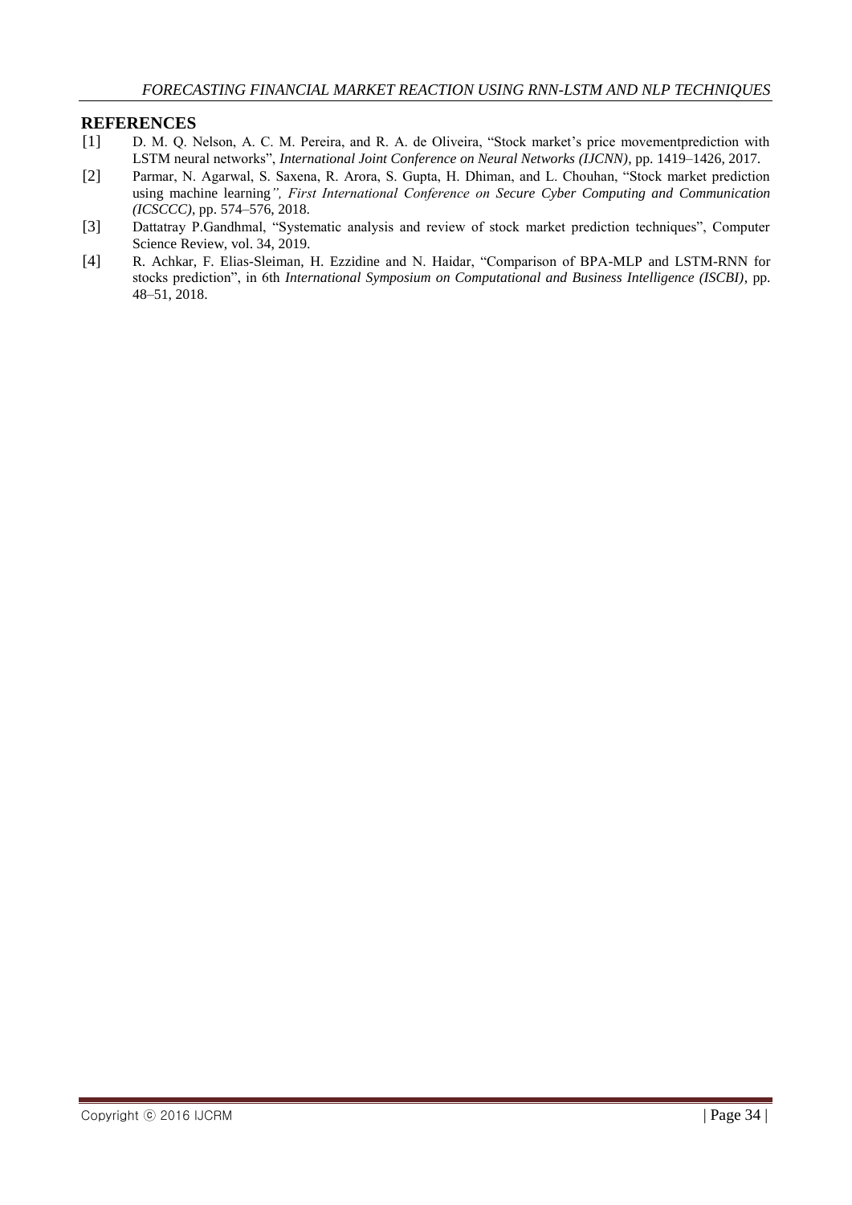## REFERENCES

[1] D. M. Q. Nelson, A. C. M. Pereira, and R. A. de Oliveira, "Stock market's price movementprediction with LSTM neural networks", *International Joint Conference on Neural Networks (IJCNN)*, pp. 1419–1426, 2017.

[2] Parmar, N. Agarwal, S. Saxena, R. Arora, S. Gupta, H. Dhiman, and L. Chouhan, "Stock market prediction using machine learning*", First International Conference on Secure Cyber Computing and Communication (ICSCCC)*, pp. 574–576, 2018.

[3] Dattatray P.Gandhmal, "Systematic analysis and review of stock market prediction techniques", Computer Science Review, vol. 34, 2019.

[4] R. Achkar, F. Elias-Sleiman, H. Ezzidine and N. Haidar, "Comparison of BPA-MLP and LSTM-RNN for stocks prediction", in 6th *International Symposium on Computational and Business Intelligence (ISCBI)*, pp. 48–51, 2018.